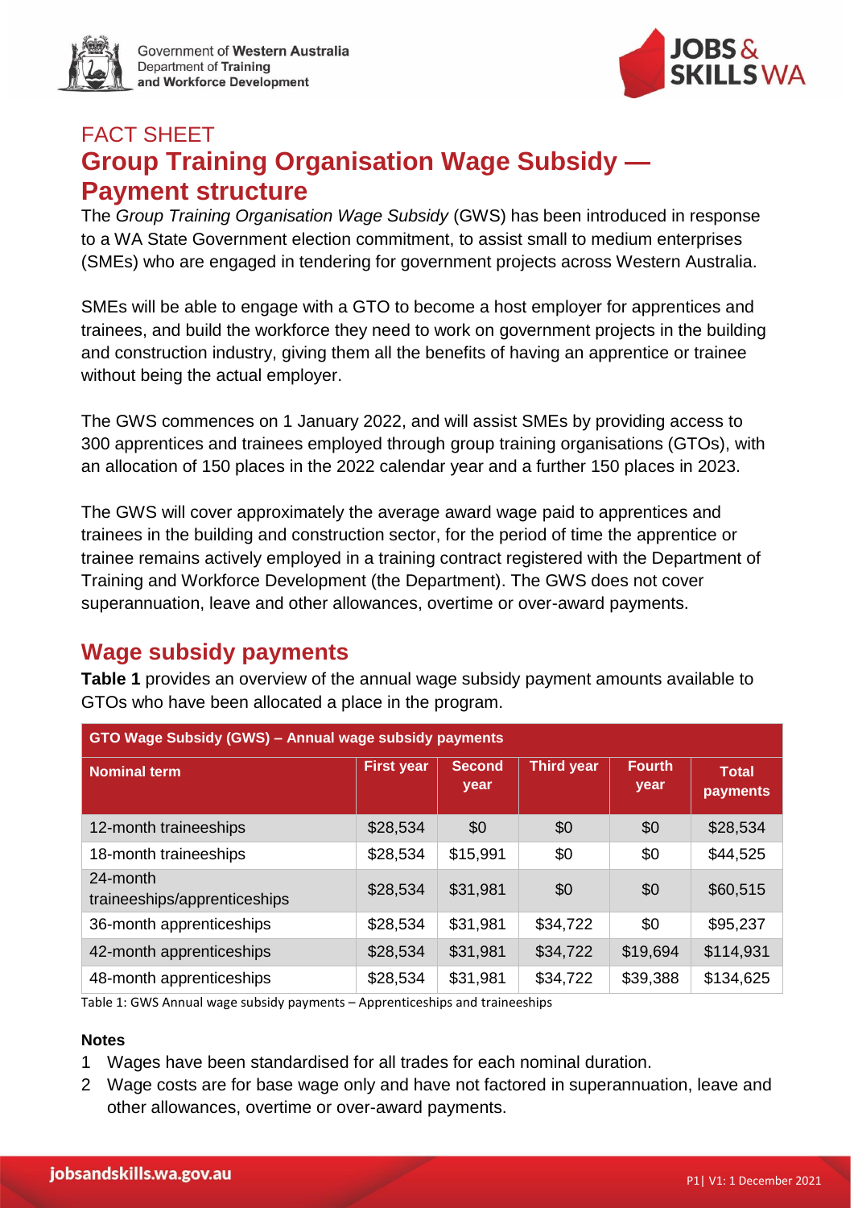FACT SHEET

# Group Training Organisation Wage Subsidy — Payment structure

The *Group Training Organisation Wage Subsidy* (GWS) has been introduced in response to a WA State Government election commitment, to assist small to medium enterprises (SMEs) who are engaged in tendering for government projects across Western Australia.

SMEs will be able to engage with a GTO to become a host employer for apprentices and trainees, and build the workforce they need to work on government projects in the building and construction industry, giving them all the benefits of having an apprentice or trainee without being the actual employer.

The GWS commences on 1 January 2022, and will assist SMEs by providing access to 300 apprentices and trainees employed through group training organisations (GTOs), with an allocation of 150 places in the 2022 calendar year and a further 150 places in 2023.

The GWS will cover approximately the average award wage paid to apprentices and trainees in the building and construction sector, for the period of time the apprentice or trainee remains actively employed in a training contract registered with the Department of Training and Workforce Development (the Department). The GWS does not cover superannuation, leave and other allowances, overtime or over-award payments.

## Wage subsidy payments

**Table 1** provides an overview of the annual wage subsidy payment amounts available to GTOs who have been allocated a place in the program.

| GTO Wage Subsidy (GWS) – Annual wage subsidy payments | | | | | |
|---|---|---|---|---|---|
| **Nominal term** | **First year** | **Second year** | **Third year** | **Fourth year** | **Total payments** |
| 12-month traineeships | $28,534 | $0 | $0 | $0 | $28,534 |
| 18-month traineeships | $28,534 | $15,991 | $0 | $0 | $44,525 |
| 24-month traineeships/apprenticeships | $28,534 | $31,981 | $0 | $0 | $60,515 |
| 36-month apprenticeships | $28,534 | $31,981 | $34,722 | $0 | $95,237 |
| 42-month apprenticeships | $28,534 | $31,981 | $34,722 | $19,694 | $114,931 |
| 48-month apprenticeships | $28,534 | $31,981 | $34,722 | $39,388 | $134,625 |

Table 1: GWS Annual wage subsidy payments – Apprenticeships and traineeships

**Notes**

1. Wages have been standardised for all trades for each nominal duration.
2. Wage costs are for base wage only and have not factored in superannuation, leave and other allowances, overtime or over-award payments.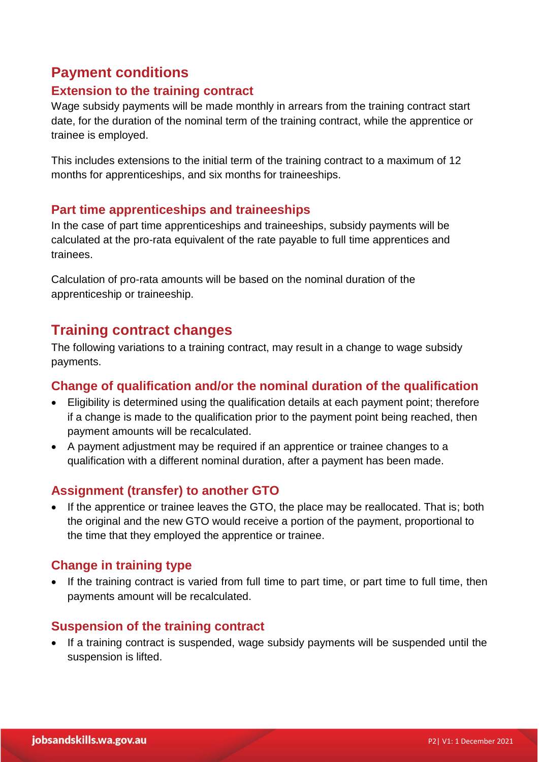## Payment conditions

### Extension to the training contract

Wage subsidy payments will be made monthly in arrears from the training contract start date, for the duration of the nominal term of the training contract, while the apprentice or trainee is employed.

This includes extensions to the initial term of the training contract to a maximum of 12 months for apprenticeships, and six months for traineeships.

### Part time apprenticeships and traineeships

In the case of part time apprenticeships and traineeships, subsidy payments will be calculated at the pro-rata equivalent of the rate payable to full time apprentices and trainees.

Calculation of pro-rata amounts will be based on the nominal duration of the apprenticeship or traineeship.

## Training contract changes

The following variations to a training contract, may result in a change to wage subsidy payments.

### Change of qualification and/or the nominal duration of the qualification

- Eligibility is determined using the qualification details at each payment point; therefore if a change is made to the qualification prior to the payment point being reached, then payment amounts will be recalculated.
- A payment adjustment may be required if an apprentice or trainee changes to a qualification with a different nominal duration, after a payment has been made.

### Assignment (transfer) to another GTO

- If the apprentice or trainee leaves the GTO, the place may be reallocated. That is; both the original and the new GTO would receive a portion of the payment, proportional to the time that they employed the apprentice or trainee.

### Change in training type

- If the training contract is varied from full time to part time, or part time to full time, then payments amount will be recalculated.

### Suspension of the training contract

- If a training contract is suspended, wage subsidy payments will be suspended until the suspension is lifted.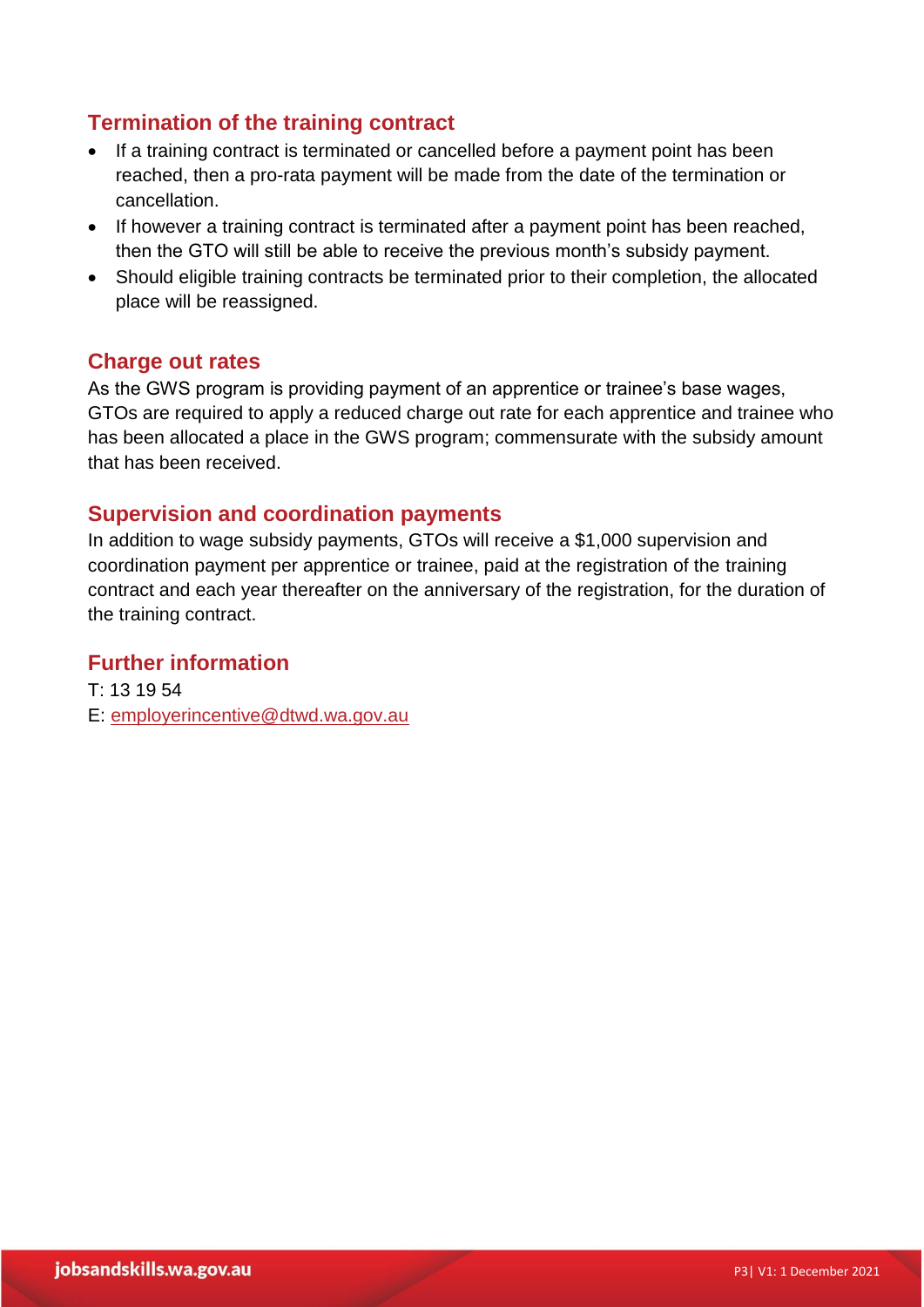## Termination of the training contract

- If a training contract is terminated or cancelled before a payment point has been reached, then a pro-rata payment will be made from the date of the termination or cancellation.
- If however a training contract is terminated after a payment point has been reached, then the GTO will still be able to receive the previous month's subsidy payment.
- Should eligible training contracts be terminated prior to their completion, the allocated place will be reassigned.

## Charge out rates

As the GWS program is providing payment of an apprentice or trainee's base wages, GTOs are required to apply a reduced charge out rate for each apprentice and trainee who has been allocated a place in the GWS program; commensurate with the subsidy amount that has been received.

## Supervision and coordination payments

In addition to wage subsidy payments, GTOs will receive a $1,000 supervision and coordination payment per apprentice or trainee, paid at the registration of the training contract and each year thereafter on the anniversary of the registration, for the duration of the training contract.

## Further information

T: 13 19 54

E: employerincentive@dtwd.wa.gov.au